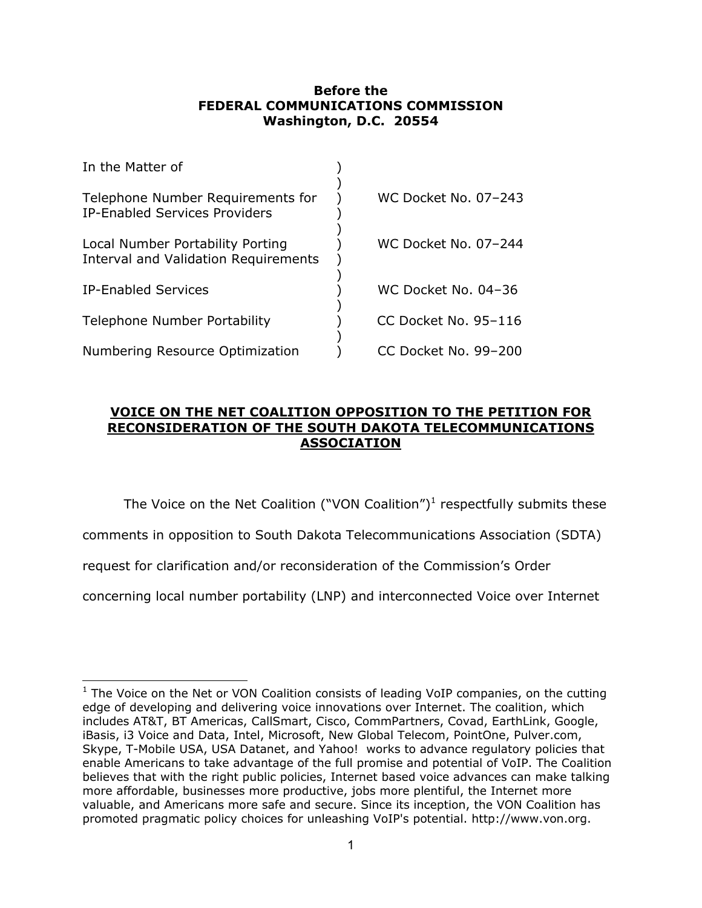**Before the**
**FEDERAL COMMUNICATIONS COMMISSION**
**Washington, D.C. 20554**

| | | |
|---|---|---|
| In the Matter of | ) | |
| | ) | |
| Telephone Number Requirements for IP-Enabled Services Providers | ) | WC Docket No. 07–243 |
| | ) | |
| Local Number Portability Porting Interval and Validation Requirements | ) | WC Docket No. 07–244 |
| | ) | |
| IP-Enabled Services | ) | WC Docket No. 04–36 |
| | ) | |
| Telephone Number Portability | ) | CC Docket No. 95–116 |
| | ) | |
| Numbering Resource Optimization | ) | CC Docket No. 99–200 |

**<u>VOICE ON THE NET COALITION OPPOSITION TO THE PETITION FOR RECONSIDERATION OF THE SOUTH DAKOTA TELECOMMUNICATIONS ASSOCIATION</u>**

The Voice on the Net Coalition ("VON Coalition")[1] respectfully submits these comments in opposition to South Dakota Telecommunications Association (SDTA) request for clarification and/or reconsideration of the Commission's Order concerning local number portability (LNP) and interconnected Voice over Internet

[1] The Voice on the Net or VON Coalition consists of leading VoIP companies, on the cutting edge of developing and delivering voice innovations over Internet. The coalition, which includes AT&T, BT Americas, CallSmart, Cisco, CommPartners, Covad, EarthLink, Google, iBasis, i3 Voice and Data, Intel, Microsoft, New Global Telecom, PointOne, Pulver.com, Skype, T-Mobile USA, USA Datanet, and Yahoo! works to advance regulatory policies that enable Americans to take advantage of the full promise and potential of VoIP. The Coalition believes that with the right public policies, Internet based voice advances can make talking more affordable, businesses more productive, jobs more plentiful, the Internet more valuable, and Americans more safe and secure. Since its inception, the VON Coalition has promoted pragmatic policy choices for unleashing VoIP's potential. http://www.von.org.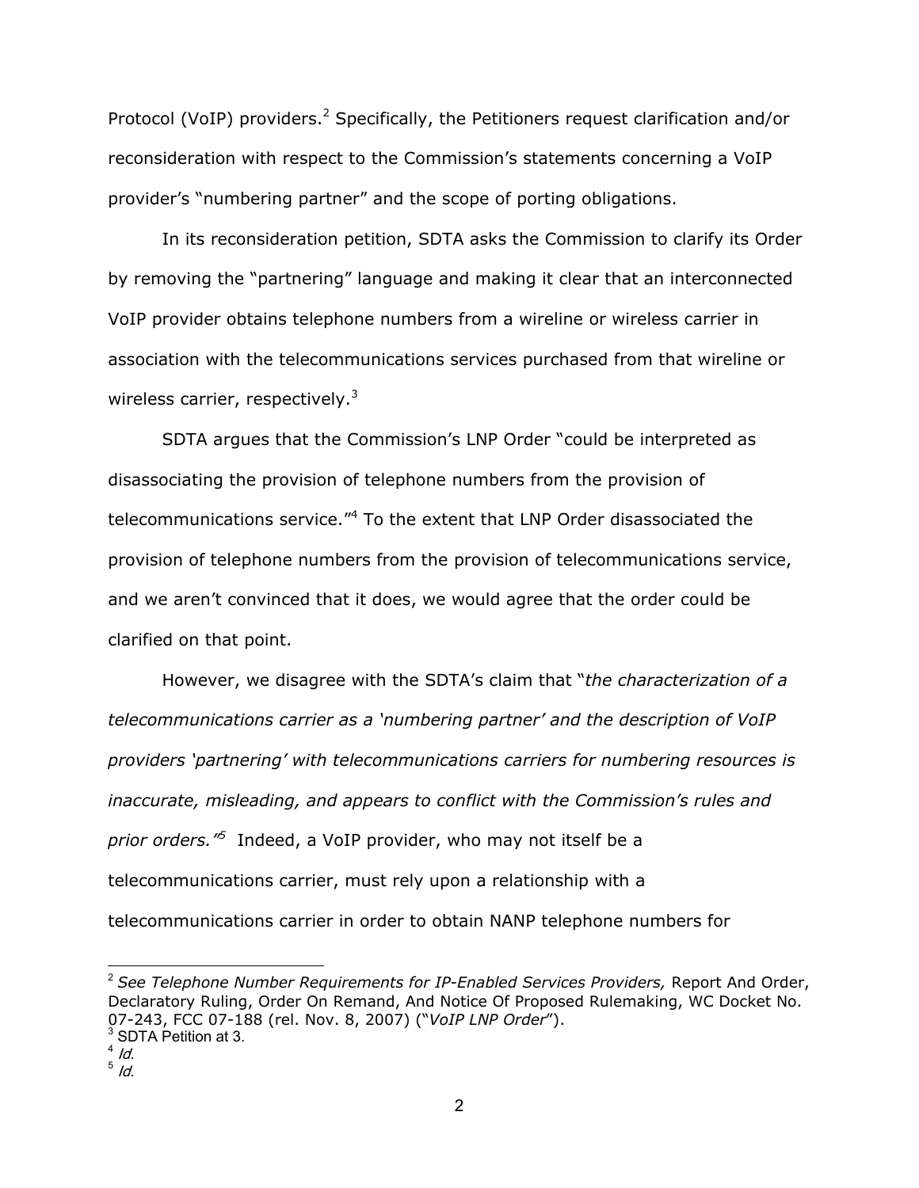Protocol (VoIP) providers.[2] Specifically, the Petitioners request clarification and/or reconsideration with respect to the Commission's statements concerning a VoIP provider's "numbering partner" and the scope of porting obligations.

In its reconsideration petition, SDTA asks the Commission to clarify its Order by removing the "partnering" language and making it clear that an interconnected VoIP provider obtains telephone numbers from a wireline or wireless carrier in association with the telecommunications services purchased from that wireline or wireless carrier, respectively.[3]

SDTA argues that the Commission's LNP Order "could be interpreted as disassociating the provision of telephone numbers from the provision of telecommunications service."[4] To the extent that LNP Order disassociated the provision of telephone numbers from the provision of telecommunications service, and we aren't convinced that it does, we would agree that the order could be clarified on that point.

However, we disagree with the SDTA's claim that "*the characterization of a telecommunications carrier as a 'numbering partner' and the description of VoIP providers 'partnering' with telecommunications carriers for numbering resources is inaccurate, misleading, and appears to conflict with the Commission's rules and prior orders.*"[5] Indeed, a VoIP provider, who may not itself be a telecommunications carrier, must rely upon a relationship with a telecommunications carrier in order to obtain NANP telephone numbers for

---

[2] *See Telephone Number Requirements for IP-Enabled Services Providers,* Report And Order, Declaratory Ruling, Order On Remand, And Notice Of Proposed Rulemaking, WC Docket No. 07-243, FCC 07-188 (rel. Nov. 8, 2007) ("*VoIP LNP Order*").

[3] SDTA Petition at 3.

[4] *Id.*

[5] *Id.*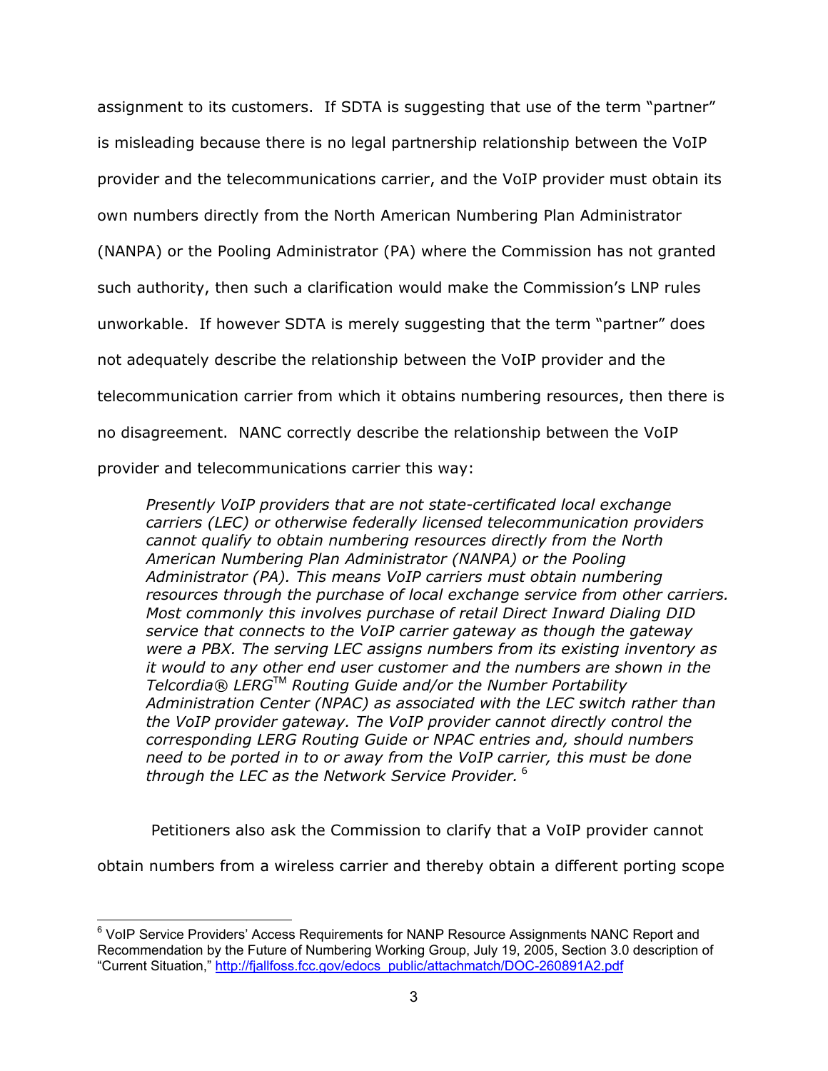assignment to its customers. If SDTA is suggesting that use of the term "partner" is misleading because there is no legal partnership relationship between the VoIP provider and the telecommunications carrier, and the VoIP provider must obtain its own numbers directly from the North American Numbering Plan Administrator (NANPA) or the Pooling Administrator (PA) where the Commission has not granted such authority, then such a clarification would make the Commission's LNP rules unworkable. If however SDTA is merely suggesting that the term "partner" does not adequately describe the relationship between the VoIP provider and the telecommunication carrier from which it obtains numbering resources, then there is no disagreement. NANC correctly describe the relationship between the VoIP provider and telecommunications carrier this way:

> *Presently VoIP providers that are not state-certificated local exchange carriers (LEC) or otherwise federally licensed telecommunication providers cannot qualify to obtain numbering resources directly from the North American Numbering Plan Administrator (NANPA) or the Pooling Administrator (PA). This means VoIP carriers must obtain numbering resources through the purchase of local exchange service from other carriers. Most commonly this involves purchase of retail Direct Inward Dialing DID service that connects to the VoIP carrier gateway as though the gateway were a PBX. The serving LEC assigns numbers from its existing inventory as it would to any other end user customer and the numbers are shown in the Telcordia® LERG™ Routing Guide and/or the Number Portability Administration Center (NPAC) as associated with the LEC switch rather than the VoIP provider gateway. The VoIP provider cannot directly control the corresponding LERG Routing Guide or NPAC entries and, should numbers need to be ported in to or away from the VoIP carrier, this must be done through the LEC as the Network Service Provider.* [6]

Petitioners also ask the Commission to clarify that a VoIP provider cannot obtain numbers from a wireless carrier and thereby obtain a different porting scope

---

[6] VoIP Service Providers' Access Requirements for NANP Resource Assignments NANC Report and Recommendation by the Future of Numbering Working Group, July 19, 2005, Section 3.0 description of "Current Situation," http://fjallfoss.fcc.gov/edocs_public/attachmatch/DOC-260891A2.pdf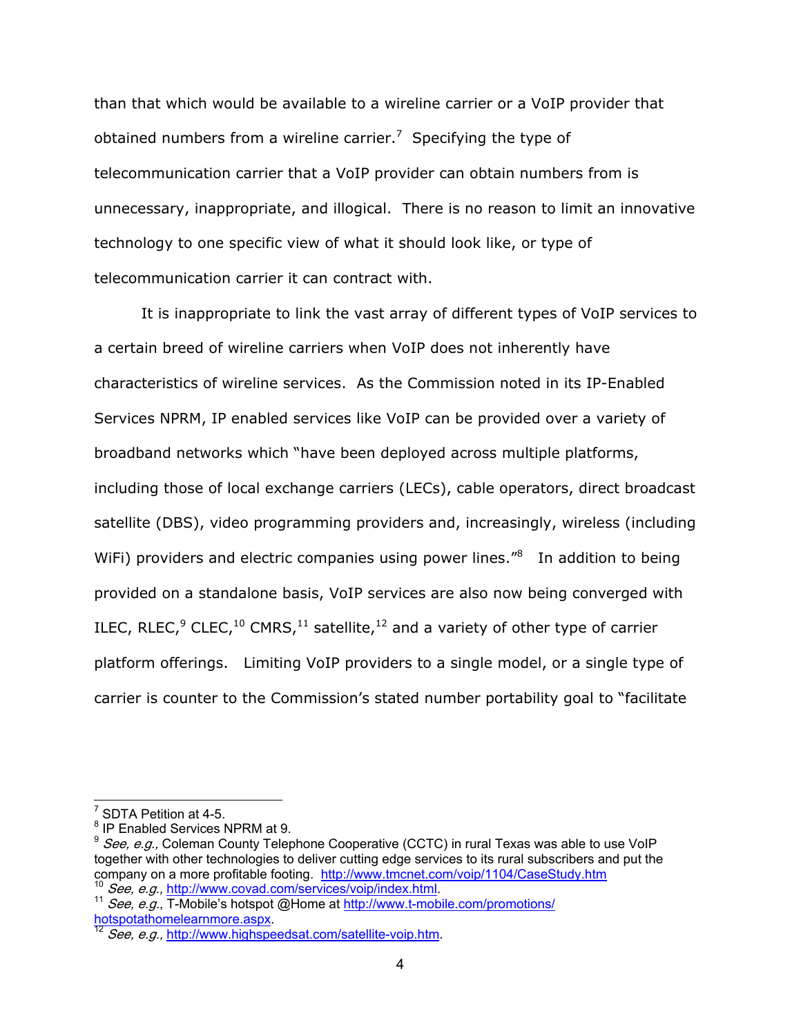than that which would be available to a wireline carrier or a VoIP provider that obtained numbers from a wireline carrier.[7] Specifying the type of telecommunication carrier that a VoIP provider can obtain numbers from is unnecessary, inappropriate, and illogical. There is no reason to limit an innovative technology to one specific view of what it should look like, or type of telecommunication carrier it can contract with.

It is inappropriate to link the vast array of different types of VoIP services to a certain breed of wireline carriers when VoIP does not inherently have characteristics of wireline services. As the Commission noted in its IP-Enabled Services NPRM, IP enabled services like VoIP can be provided over a variety of broadband networks which "have been deployed across multiple platforms, including those of local exchange carriers (LECs), cable operators, direct broadcast satellite (DBS), video programming providers and, increasingly, wireless (including WiFi) providers and electric companies using power lines."[8] In addition to being provided on a standalone basis, VoIP services are also now being converged with ILEC, RLEC,[9] CLEC,[10] CMRS,[11] satellite,[12] and a variety of other type of carrier platform offerings. Limiting VoIP providers to a single model, or a single type of carrier is counter to the Commission's stated number portability goal to "facilitate

---

[7] SDTA Petition at 4-5.

[8] IP Enabled Services NPRM at 9.

[9] *See, e.g.,* Coleman County Telephone Cooperative (CCTC) in rural Texas was able to use VoIP together with other technologies to deliver cutting edge services to its rural subscribers and put the company on a more profitable footing. http://www.tmcnet.com/voip/1104/CaseStudy.htm

[10] *See, e.g.,* http://www.covad.com/services/voip/index.html.

[11] *See, e.g.*, T-Mobile's hotspot @Home at http://www.t-mobile.com/promotions/hotspotathomelearnmore.aspx.

[12] *See, e.g.,* http://www.highspeedsat.com/satellite-voip.htm.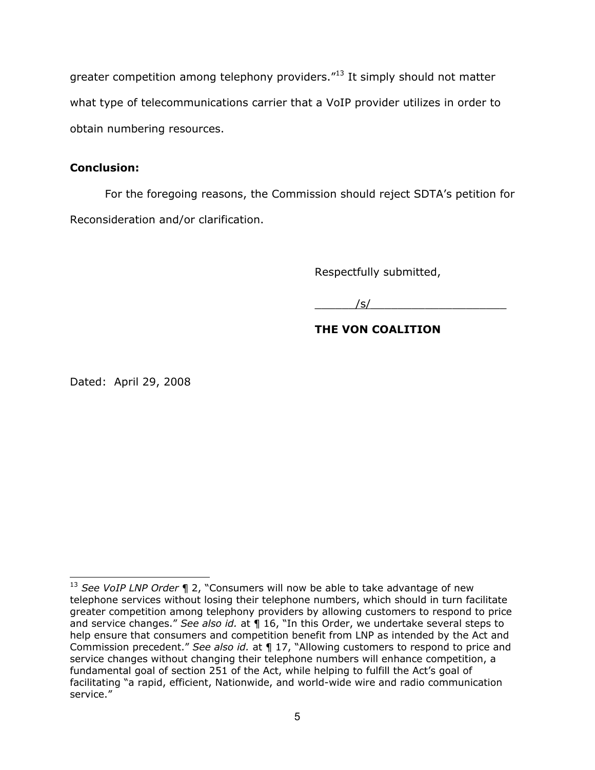greater competition among telephony providers."[13] It simply should not matter what type of telecommunications carrier that a VoIP provider utilizes in order to obtain numbering resources.

**Conclusion:**

For the foregoing reasons, the Commission should reject SDTA's petition for Reconsideration and/or clarification.

Respectfully submitted,

______/s/____________________

**THE VON COALITION**

Dated: April 29, 2008

---

[13] *See VoIP LNP Order* ¶ 2, "Consumers will now be able to take advantage of new telephone services without losing their telephone numbers, which should in turn facilitate greater competition among telephony providers by allowing customers to respond to price and service changes." *See also id.* at ¶ 16, "In this Order, we undertake several steps to help ensure that consumers and competition benefit from LNP as intended by the Act and Commission precedent." *See also id.* at ¶ 17, "Allowing customers to respond to price and service changes without changing their telephone numbers will enhance competition, a fundamental goal of section 251 of the Act, while helping to fulfill the Act's goal of facilitating "a rapid, efficient, Nationwide, and world-wide wire and radio communication service."